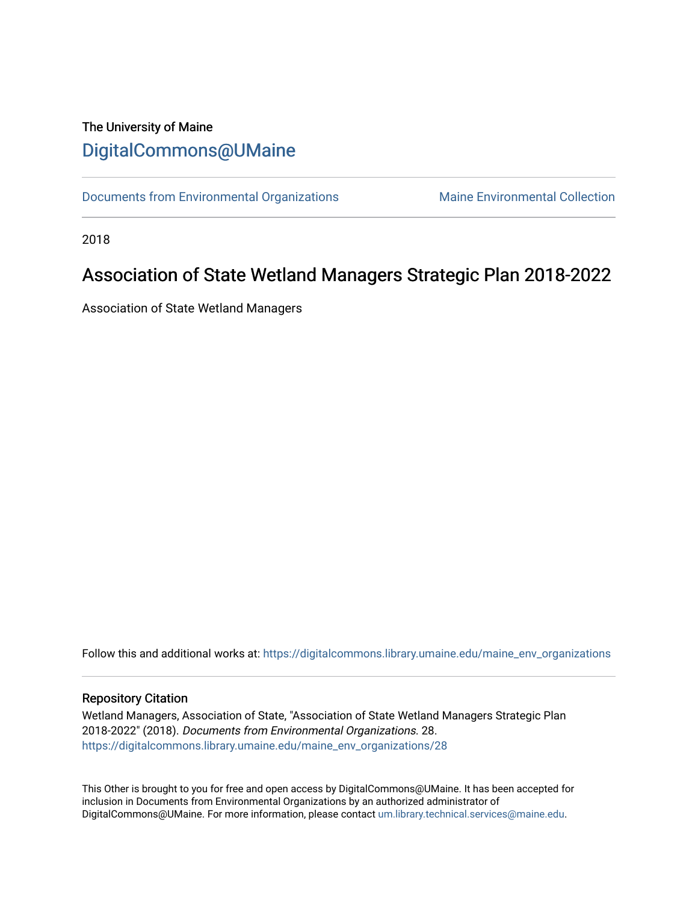The University of Maine

# DigitalCommons@UMaine

Documents from Environmental Organizations | Maine Environmental Collection

2018

# Association of State Wetland Managers Strategic Plan 2018-2022

Association of State Wetland Managers

Follow this and additional works at: https://digitalcommons.library.umaine.edu/maine_env_organizations

## Repository Citation

Wetland Managers, Association of State, "Association of State Wetland Managers Strategic Plan 2018-2022" (2018). *Documents from Environmental Organizations*. 28.
https://digitalcommons.library.umaine.edu/maine_env_organizations/28

This Other is brought to you for free and open access by DigitalCommons@UMaine. It has been accepted for inclusion in Documents from Environmental Organizations by an authorized administrator of DigitalCommons@UMaine. For more information, please contact um.library.technical.services@maine.edu.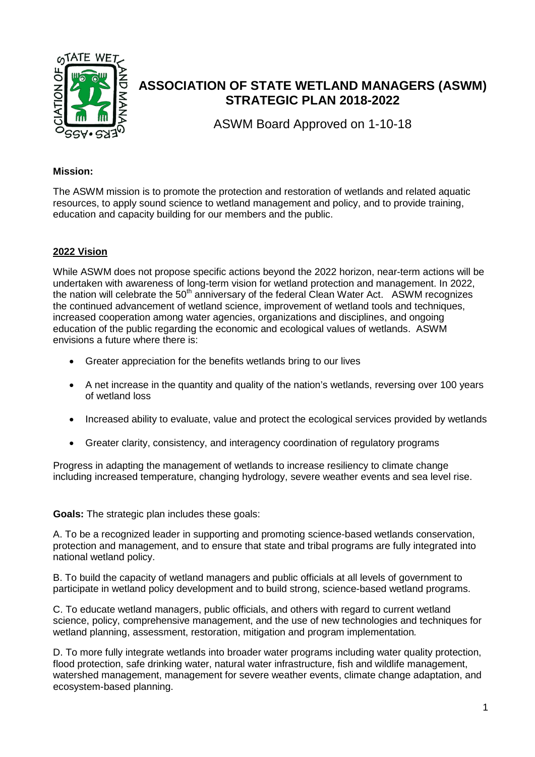# ASSOCIATION OF STATE WETLAND MANAGERS (ASWM) STRATEGIC PLAN 2018-2022

ASWM Board Approved on 1-10-18

**Mission:**

The ASWM mission is to promote the protection and restoration of wetlands and related aquatic resources, to apply sound science to wetland management and policy, and to provide training, education and capacity building for our members and the public.

## 2022 Vision

While ASWM does not propose specific actions beyond the 2022 horizon, near-term actions will be undertaken with awareness of long-term vision for wetland protection and management. In 2022, the nation will celebrate the 50th anniversary of the federal Clean Water Act. ASWM recognizes the continued advancement of wetland science, improvement of wetland tools and techniques, increased cooperation among water agencies, organizations and disciplines, and ongoing education of the public regarding the economic and ecological values of wetlands. ASWM envisions a future where there is:

- Greater appreciation for the benefits wetlands bring to our lives
- A net increase in the quantity and quality of the nation's wetlands, reversing over 100 years of wetland loss
- Increased ability to evaluate, value and protect the ecological services provided by wetlands
- Greater clarity, consistency, and interagency coordination of regulatory programs

Progress in adapting the management of wetlands to increase resiliency to climate change including increased temperature, changing hydrology, severe weather events and sea level rise.

**Goals:** The strategic plan includes these goals:

A. To be a recognized leader in supporting and promoting science-based wetlands conservation, protection and management, and to ensure that state and tribal programs are fully integrated into national wetland policy.

B. To build the capacity of wetland managers and public officials at all levels of government to participate in wetland policy development and to build strong, science-based wetland programs.

C. To educate wetland managers, public officials, and others with regard to current wetland science, policy, comprehensive management, and the use of new technologies and techniques for wetland planning, assessment, restoration, mitigation and program implementation.

D. To more fully integrate wetlands into broader water programs including water quality protection, flood protection, safe drinking water, natural water infrastructure, fish and wildlife management, watershed management, management for severe weather events, climate change adaptation, and ecosystem-based planning.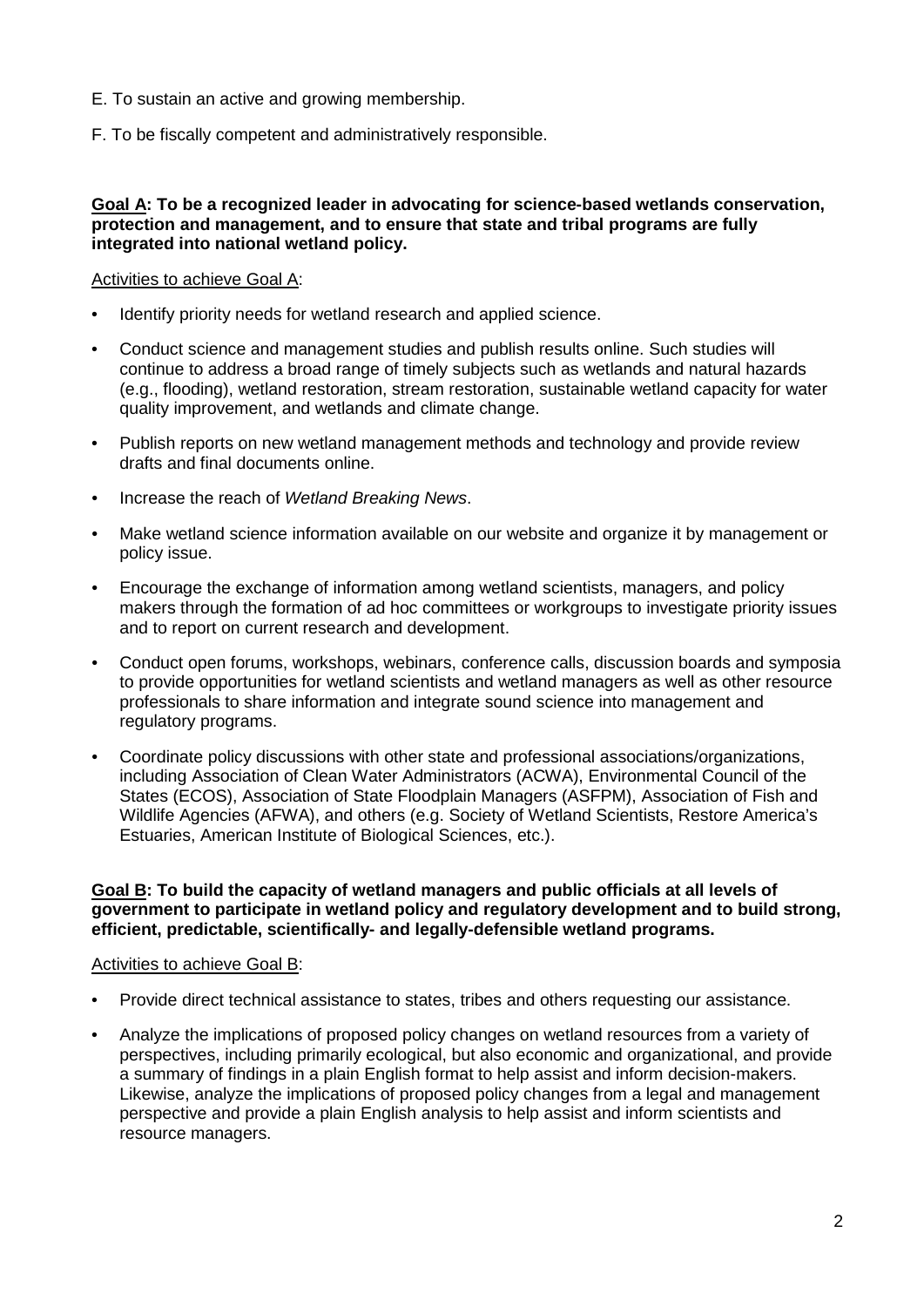E. To sustain an active and growing membership.

F. To be fiscally competent and administratively responsible.

**<u>Goal A</u>: To be a recognized leader in advocating for science-based wetlands conservation, protection and management, and to ensure that state and tribal programs are fully integrated into national wetland policy.**

<u>Activities to achieve Goal A</u>:

- Identify priority needs for wetland research and applied science.
- Conduct science and management studies and publish results online. Such studies will continue to address a broad range of timely subjects such as wetlands and natural hazards (e.g., flooding), wetland restoration, stream restoration, sustainable wetland capacity for water quality improvement, and wetlands and climate change.
- Publish reports on new wetland management methods and technology and provide review drafts and final documents online.
- Increase the reach of *Wetland Breaking News*.
- Make wetland science information available on our website and organize it by management or policy issue.
- Encourage the exchange of information among wetland scientists, managers, and policy makers through the formation of ad hoc committees or workgroups to investigate priority issues and to report on current research and development.
- Conduct open forums, workshops, webinars, conference calls, discussion boards and symposia to provide opportunities for wetland scientists and wetland managers as well as other resource professionals to share information and integrate sound science into management and regulatory programs.
- Coordinate policy discussions with other state and professional associations/organizations, including Association of Clean Water Administrators (ACWA), Environmental Council of the States (ECOS), Association of State Floodplain Managers (ASFPM), Association of Fish and Wildlife Agencies (AFWA), and others (e.g. Society of Wetland Scientists, Restore America's Estuaries, American Institute of Biological Sciences, etc.).

**<u>Goal B</u>: To build the capacity of wetland managers and public officials at all levels of government to participate in wetland policy and regulatory development and to build strong, efficient, predictable, scientifically- and legally-defensible wetland programs.**

<u>Activities to achieve Goal B</u>:

- Provide direct technical assistance to states, tribes and others requesting our assistance.
- Analyze the implications of proposed policy changes on wetland resources from a variety of perspectives, including primarily ecological, but also economic and organizational, and provide a summary of findings in a plain English format to help assist and inform decision-makers. Likewise, analyze the implications of proposed policy changes from a legal and management perspective and provide a plain English analysis to help assist and inform scientists and resource managers.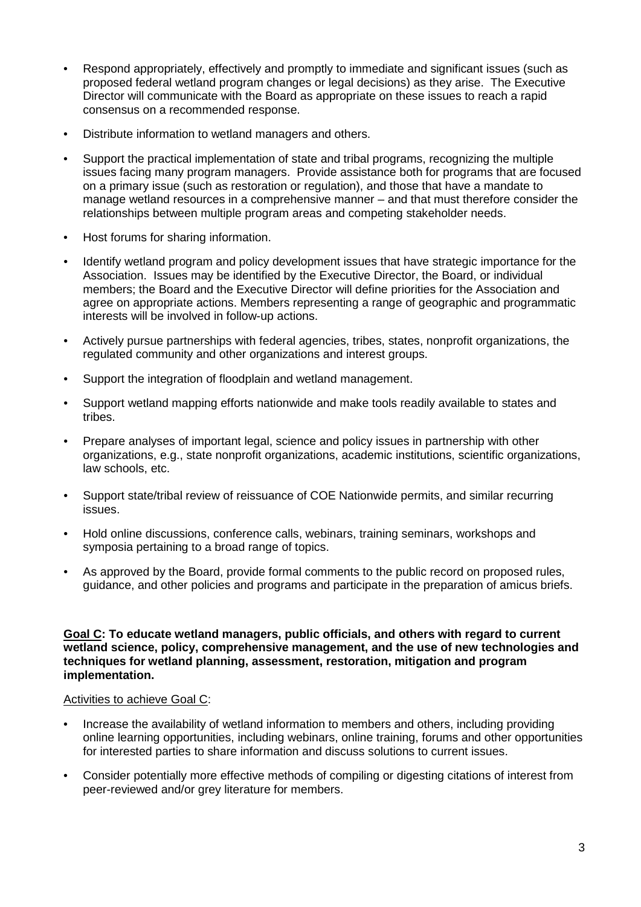- Respond appropriately, effectively and promptly to immediate and significant issues (such as proposed federal wetland program changes or legal decisions) as they arise. The Executive Director will communicate with the Board as appropriate on these issues to reach a rapid consensus on a recommended response.
- Distribute information to wetland managers and others.
- Support the practical implementation of state and tribal programs, recognizing the multiple issues facing many program managers. Provide assistance both for programs that are focused on a primary issue (such as restoration or regulation), and those that have a mandate to manage wetland resources in a comprehensive manner – and that must therefore consider the relationships between multiple program areas and competing stakeholder needs.
- Host forums for sharing information.
- Identify wetland program and policy development issues that have strategic importance for the Association. Issues may be identified by the Executive Director, the Board, or individual members; the Board and the Executive Director will define priorities for the Association and agree on appropriate actions. Members representing a range of geographic and programmatic interests will be involved in follow-up actions.
- Actively pursue partnerships with federal agencies, tribes, states, nonprofit organizations, the regulated community and other organizations and interest groups.
- Support the integration of floodplain and wetland management.
- Support wetland mapping efforts nationwide and make tools readily available to states and tribes.
- Prepare analyses of important legal, science and policy issues in partnership with other organizations, e.g., state nonprofit organizations, academic institutions, scientific organizations, law schools, etc.
- Support state/tribal review of reissuance of COE Nationwide permits, and similar recurring issues.
- Hold online discussions, conference calls, webinars, training seminars, workshops and symposia pertaining to a broad range of topics.
- As approved by the Board, provide formal comments to the public record on proposed rules, guidance, and other policies and programs and participate in the preparation of amicus briefs.

**Goal C: To educate wetland managers, public officials, and others with regard to current wetland science, policy, comprehensive management, and the use of new technologies and techniques for wetland planning, assessment, restoration, mitigation and program implementation.**

Activities to achieve Goal C:

- Increase the availability of wetland information to members and others, including providing online learning opportunities, including webinars, online training, forums and other opportunities for interested parties to share information and discuss solutions to current issues.
- Consider potentially more effective methods of compiling or digesting citations of interest from peer-reviewed and/or grey literature for members.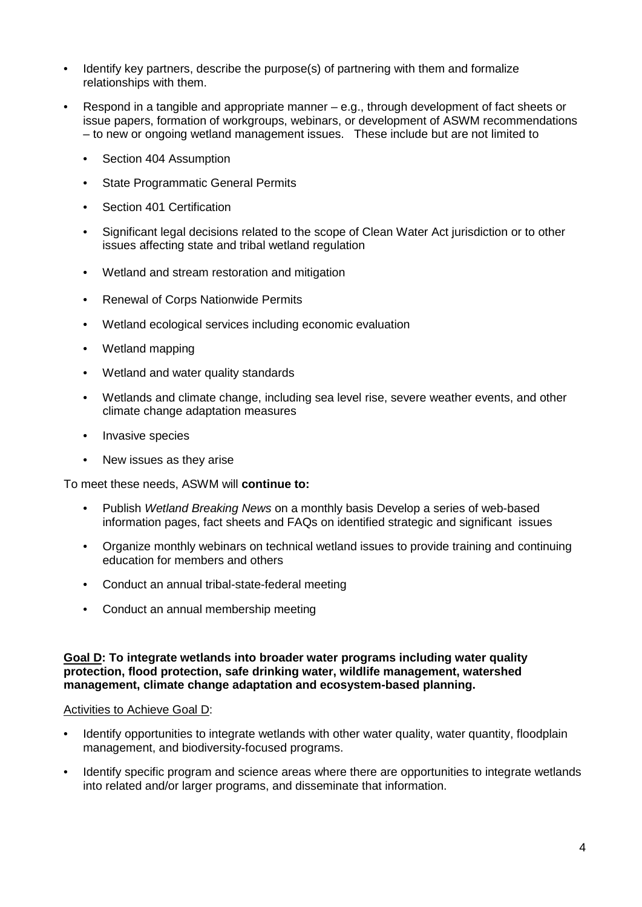- Identify key partners, describe the purpose(s) of partnering with them and formalize relationships with them.
- Respond in a tangible and appropriate manner – e.g., through development of fact sheets or issue papers, formation of workgroups, webinars, or development of ASWM recommendations – to new or ongoing wetland management issues. These include but are not limited to
  - Section 404 Assumption
  - State Programmatic General Permits
  - Section 401 Certification
  - Significant legal decisions related to the scope of Clean Water Act jurisdiction or to other issues affecting state and tribal wetland regulation
  - Wetland and stream restoration and mitigation
  - Renewal of Corps Nationwide Permits
  - Wetland ecological services including economic evaluation
  - Wetland mapping
  - Wetland and water quality standards
  - Wetlands and climate change, including sea level rise, severe weather events, and other climate change adaptation measures
  - Invasive species
  - New issues as they arise

To meet these needs, ASWM will **continue to:**

- Publish *Wetland Breaking News* on a monthly basis Develop a series of web-based information pages, fact sheets and FAQs on identified strategic and significant issues
- Organize monthly webinars on technical wetland issues to provide training and continuing education for members and others
- Conduct an annual tribal-state-federal meeting
- Conduct an annual membership meeting

**Goal D: To integrate wetlands into broader water programs including water quality protection, flood protection, safe drinking water, wildlife management, watershed management, climate change adaptation and ecosystem-based planning.**

Activities to Achieve Goal D:

- Identify opportunities to integrate wetlands with other water quality, water quantity, floodplain management, and biodiversity-focused programs.
- Identify specific program and science areas where there are opportunities to integrate wetlands into related and/or larger programs, and disseminate that information.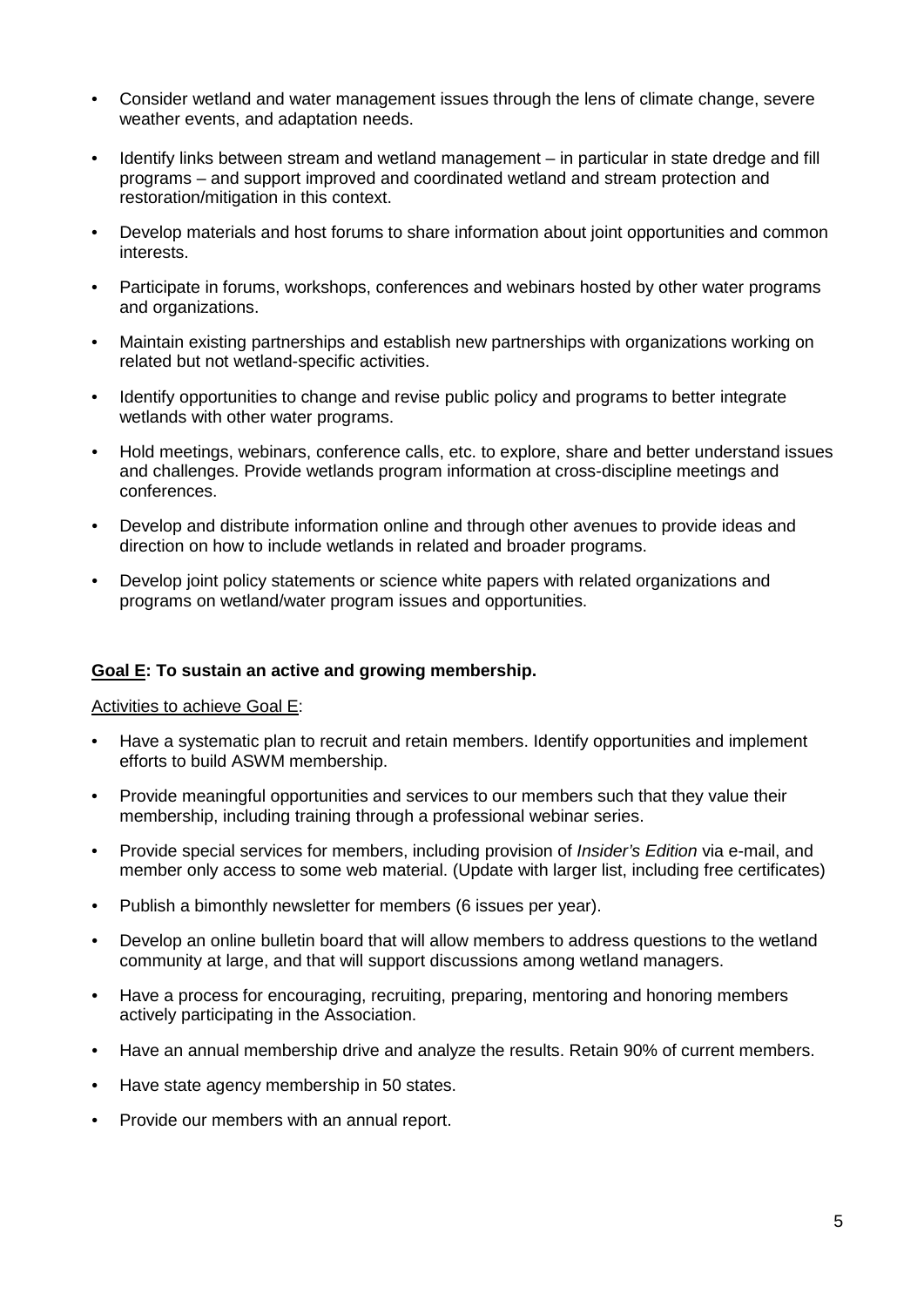- Consider wetland and water management issues through the lens of climate change, severe weather events, and adaptation needs.
- Identify links between stream and wetland management – in particular in state dredge and fill programs – and support improved and coordinated wetland and stream protection and restoration/mitigation in this context.
- Develop materials and host forums to share information about joint opportunities and common interests.
- Participate in forums, workshops, conferences and webinars hosted by other water programs and organizations.
- Maintain existing partnerships and establish new partnerships with organizations working on related but not wetland-specific activities.
- Identify opportunities to change and revise public policy and programs to better integrate wetlands with other water programs.
- Hold meetings, webinars, conference calls, etc. to explore, share and better understand issues and challenges. Provide wetlands program information at cross-discipline meetings and conferences.
- Develop and distribute information online and through other avenues to provide ideas and direction on how to include wetlands in related and broader programs.
- Develop joint policy statements or science white papers with related organizations and programs on wetland/water program issues and opportunities.

**Goal E: To sustain an active and growing membership.**

Activities to achieve Goal E:

- Have a systematic plan to recruit and retain members. Identify opportunities and implement efforts to build ASWM membership.
- Provide meaningful opportunities and services to our members such that they value their membership, including training through a professional webinar series.
- Provide special services for members, including provision of *Insider's Edition* via e-mail, and member only access to some web material. (Update with larger list, including free certificates)
- Publish a bimonthly newsletter for members (6 issues per year).
- Develop an online bulletin board that will allow members to address questions to the wetland community at large, and that will support discussions among wetland managers.
- Have a process for encouraging, recruiting, preparing, mentoring and honoring members actively participating in the Association.
- Have an annual membership drive and analyze the results. Retain 90% of current members.
- Have state agency membership in 50 states.
- Provide our members with an annual report.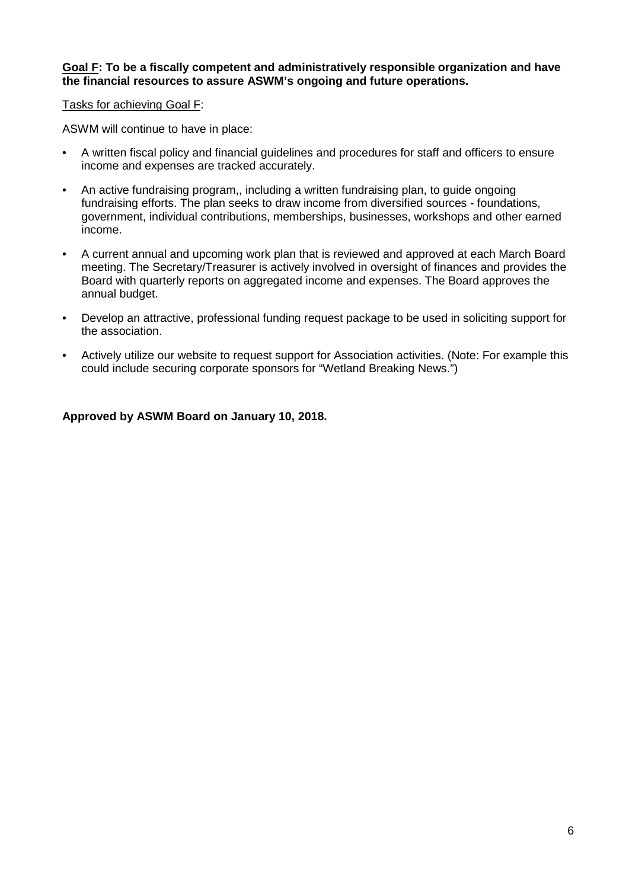**<u>Goal F</u>: To be a fiscally competent and administratively responsible organization and have the financial resources to assure ASWM's ongoing and future operations.**

<u>Tasks for achieving Goal F</u>:

ASWM will continue to have in place:

- A written fiscal policy and financial guidelines and procedures for staff and officers to ensure income and expenses are tracked accurately.
- An active fundraising program,, including a written fundraising plan, to guide ongoing fundraising efforts. The plan seeks to draw income from diversified sources - foundations, government, individual contributions, memberships, businesses, workshops and other earned income.
- A current annual and upcoming work plan that is reviewed and approved at each March Board meeting. The Secretary/Treasurer is actively involved in oversight of finances and provides the Board with quarterly reports on aggregated income and expenses. The Board approves the annual budget.
- Develop an attractive, professional funding request package to be used in soliciting support for the association.
- Actively utilize our website to request support for Association activities. (Note: For example this could include securing corporate sponsors for "Wetland Breaking News.")

**Approved by ASWM Board on January 10, 2018.**